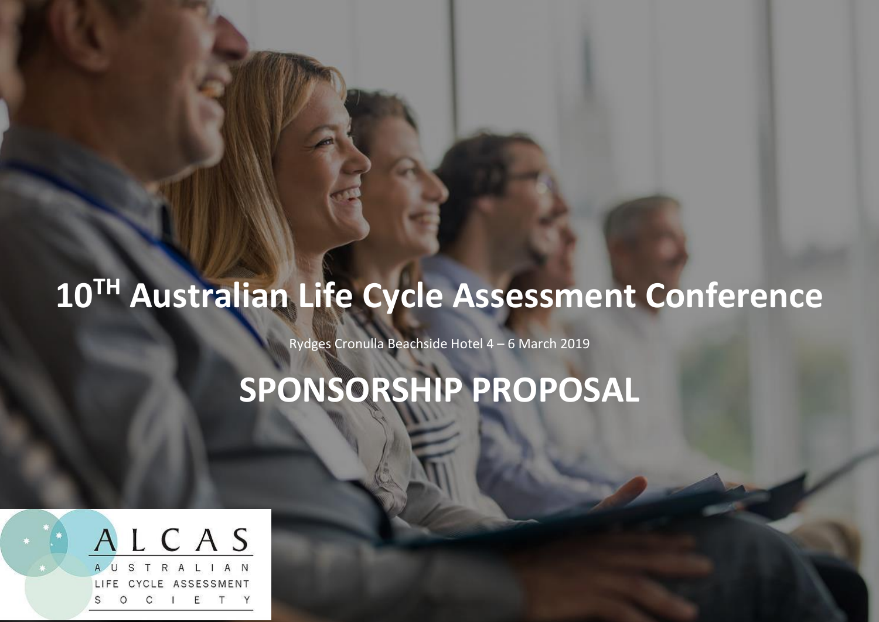# 10$^{TH}$ Australian Life Cycle Assessment Conference

Rydges Cronulla Beachside Hotel 4 – 6 March 2019

# SPONSORSHIP PROPOSAL

ALCAS

AUSTRALIAN LIFE CYCLE ASSESSMENT SOCIETY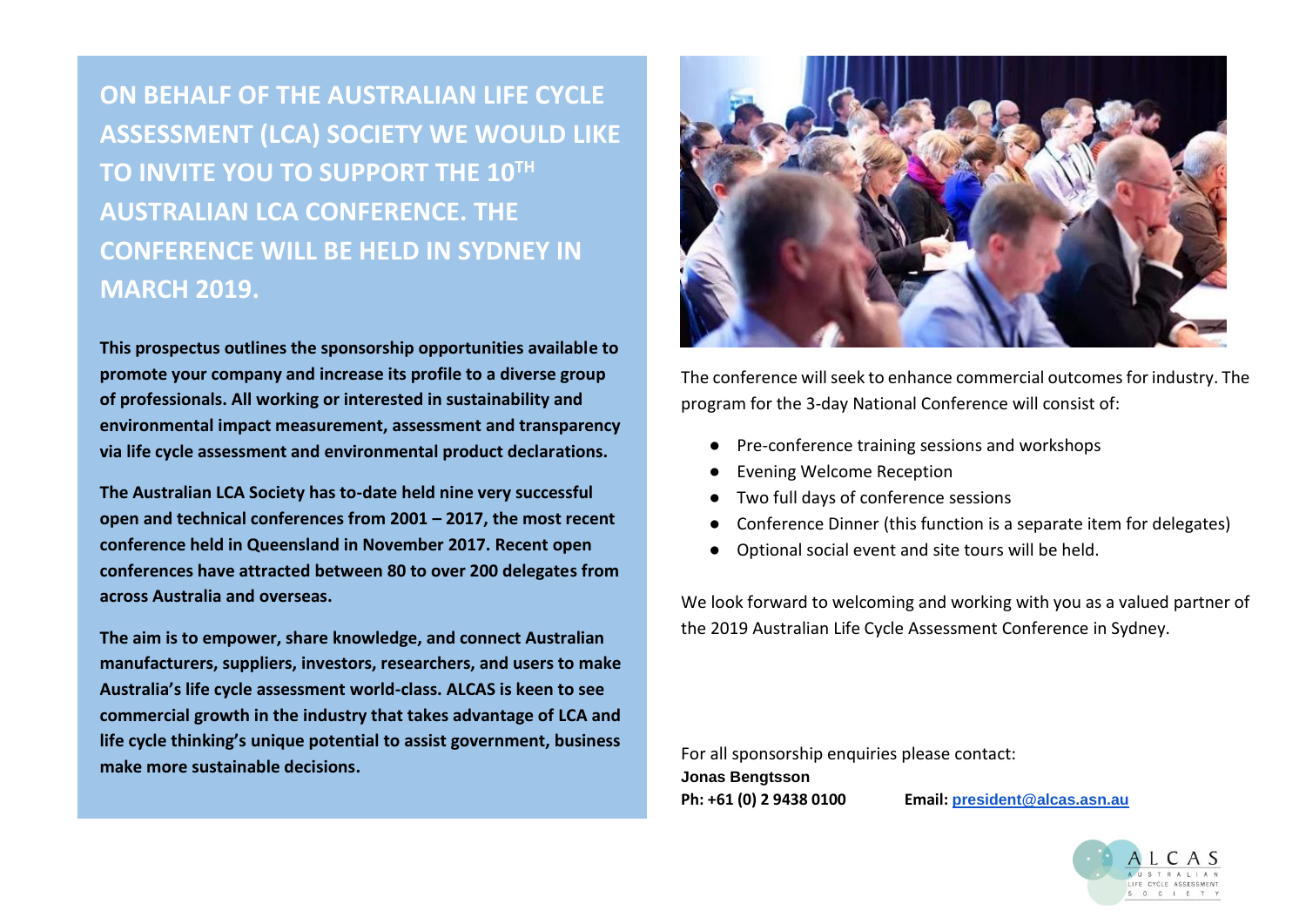# ON BEHALF OF THE AUSTRALIAN LIFE CYCLE ASSESSMENT (LCA) SOCIETY WE WOULD LIKE TO INVITE YOU TO SUPPORT THE 10TH AUSTRALIAN LCA CONFERENCE. THE CONFERENCE WILL BE HELD IN SYDNEY IN MARCH 2019.

**This prospectus outlines the sponsorship opportunities available to promote your company and increase its profile to a diverse group of professionals. All working or interested in sustainability and environmental impact measurement, assessment and transparency via life cycle assessment and environmental product declarations.**

**The Australian LCA Society has to-date held nine very successful open and technical conferences from 2001 – 2017, the most recent conference held in Queensland in November 2017. Recent open conferences have attracted between 80 to over 200 delegates from across Australia and overseas.**

**The aim is to empower, share knowledge, and connect Australian manufacturers, suppliers, investors, researchers, and users to make Australia's life cycle assessment world-class. ALCAS is keen to see commercial growth in the industry that takes advantage of LCA and life cycle thinking's unique potential to assist government, business make more sustainable decisions.**

The conference will seek to enhance commercial outcomes for industry. The program for the 3-day National Conference will consist of:

- Pre-conference training sessions and workshops
- Evening Welcome Reception
- Two full days of conference sessions
- Conference Dinner (this function is a separate item for delegates)
- Optional social event and site tours will be held.

We look forward to welcoming and working with you as a valued partner of the 2019 Australian Life Cycle Assessment Conference in Sydney.

For all sponsorship enquiries please contact:
**Jonas Bengtsson**
**Ph: +61 (0) 2 9438 0100** **Email: president@alcas.asn.au**

ALCAS AUSTRALIAN LIFE CYCLE ASSESSMENT SOCIETY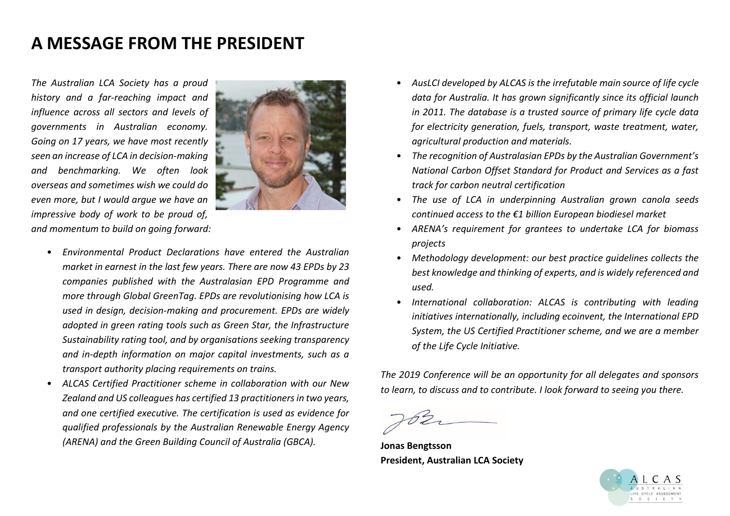# A MESSAGE FROM THE PRESIDENT

*The Australian LCA Society has a proud history and a far-reaching impact and influence across all sectors and levels of governments in Australian economy. Going on 17 years, we have most recently seen an increase of LCA in decision-making and benchmarking. We often look overseas and sometimes wish we could do even more, but I would argue we have an impressive body of work to be proud of, and momentum to build on going forward:*

- *Environmental Product Declarations have entered the Australian market in earnest in the last few years. There are now 43 EPDs by 23 companies published with the Australasian EPD Programme and more through Global GreenTag. EPDs are revolutionising how LCA is used in design, decision-making and procurement. EPDs are widely adopted in green rating tools such as Green Star, the Infrastructure Sustainability rating tool, and by organisations seeking transparency and in-depth information on major capital investments, such as a transport authority placing requirements on trains.*
- *ALCAS Certified Practitioner scheme in collaboration with our New Zealand and US colleagues has certified 13 practitioners in two years, and one certified executive. The certification is used as evidence for qualified professionals by the Australian Renewable Energy Agency (ARENA) and the Green Building Council of Australia (GBCA).*
- *AusLCI developed by ALCAS is the irrefutable main source of life cycle data for Australia. It has grown significantly since its official launch in 2011. The database is a trusted source of primary life cycle data for electricity generation, fuels, transport, waste treatment, water, agricultural production and materials.*
- *The recognition of Australasian EPDs by the Australian Government's National Carbon Offset Standard for Product and Services as a fast track for carbon neutral certification*
- *The use of LCA in underpinning Australian grown canola seeds continued access to the €1 billion European biodiesel market*
- *ARENA's requirement for grantees to undertake LCA for biomass projects*
- *Methodology development: our best practice guidelines collects the best knowledge and thinking of experts, and is widely referenced and used.*
- *International collaboration: ALCAS is contributing with leading initiatives internationally, including ecoinvent, the International EPD System, the US Certified Practitioner scheme, and we are a member of the Life Cycle Initiative.*

*The 2019 Conference will be an opportunity for all delegates and sponsors to learn, to discuss and to contribute. I look forward to seeing you there.*

**Jonas Bengtsson**
**President, Australian LCA Society**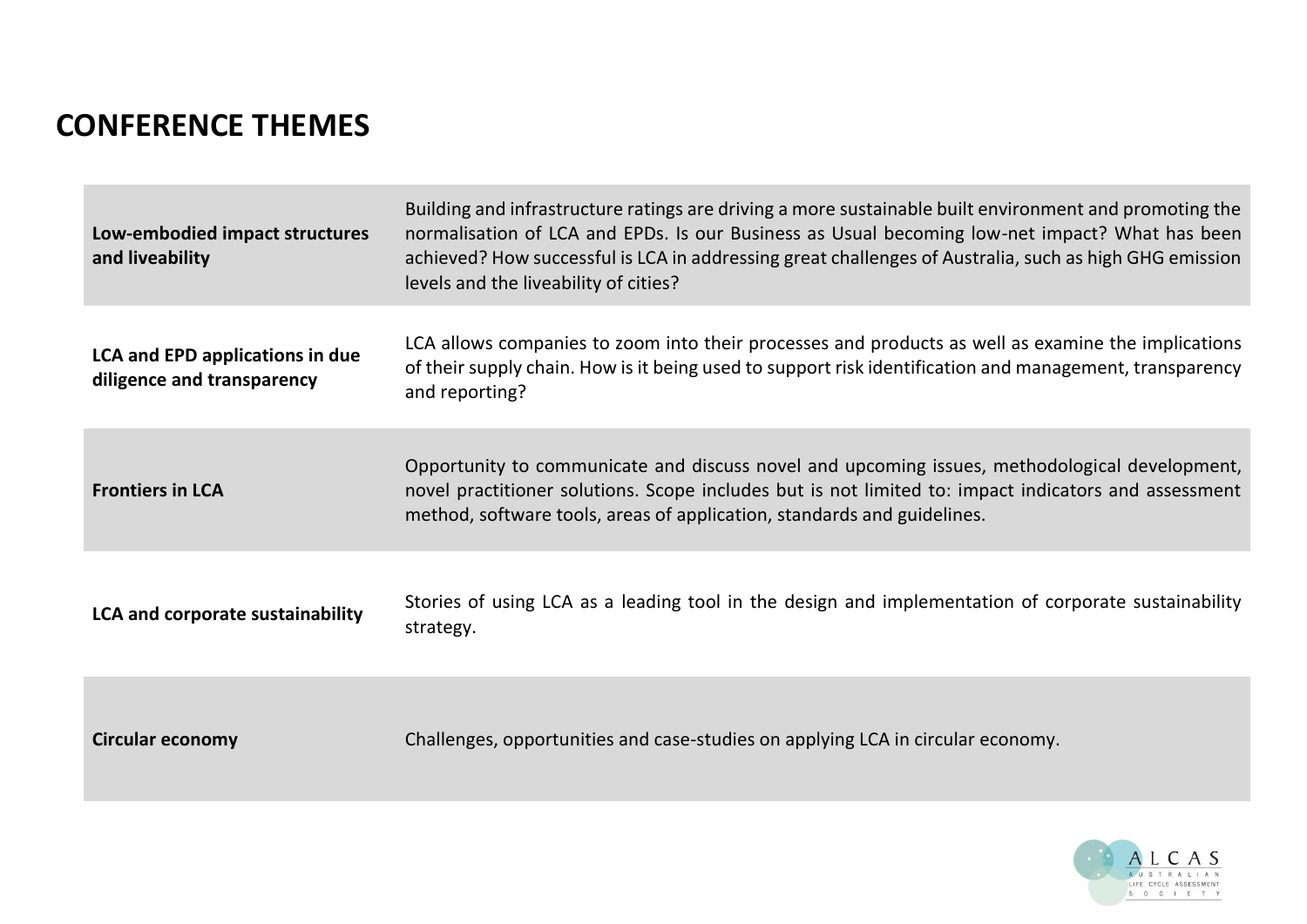## CONFERENCE THEMES

| | |
|---|---|
| **Low-embodied impact structures and liveability** | Building and infrastructure ratings are driving a more sustainable built environment and promoting the normalisation of LCA and EPDs. Is our Business as Usual becoming low-net impact? What has been achieved? How successful is LCA in addressing great challenges of Australia, such as high GHG emission levels and the liveability of cities? |
| **LCA and EPD applications in due diligence and transparency** | LCA allows companies to zoom into their processes and products as well as examine the implications of their supply chain. How is it being used to support risk identification and management, transparency and reporting? |
| **Frontiers in LCA** | Opportunity to communicate and discuss novel and upcoming issues, methodological development, novel practitioner solutions. Scope includes but is not limited to: impact indicators and assessment method, software tools, areas of application, standards and guidelines. |
| **LCA and corporate sustainability** | Stories of using LCA as a leading tool in the design and implementation of corporate sustainability strategy. |
| **Circular economy** | Challenges, opportunities and case-studies on applying LCA in circular economy. |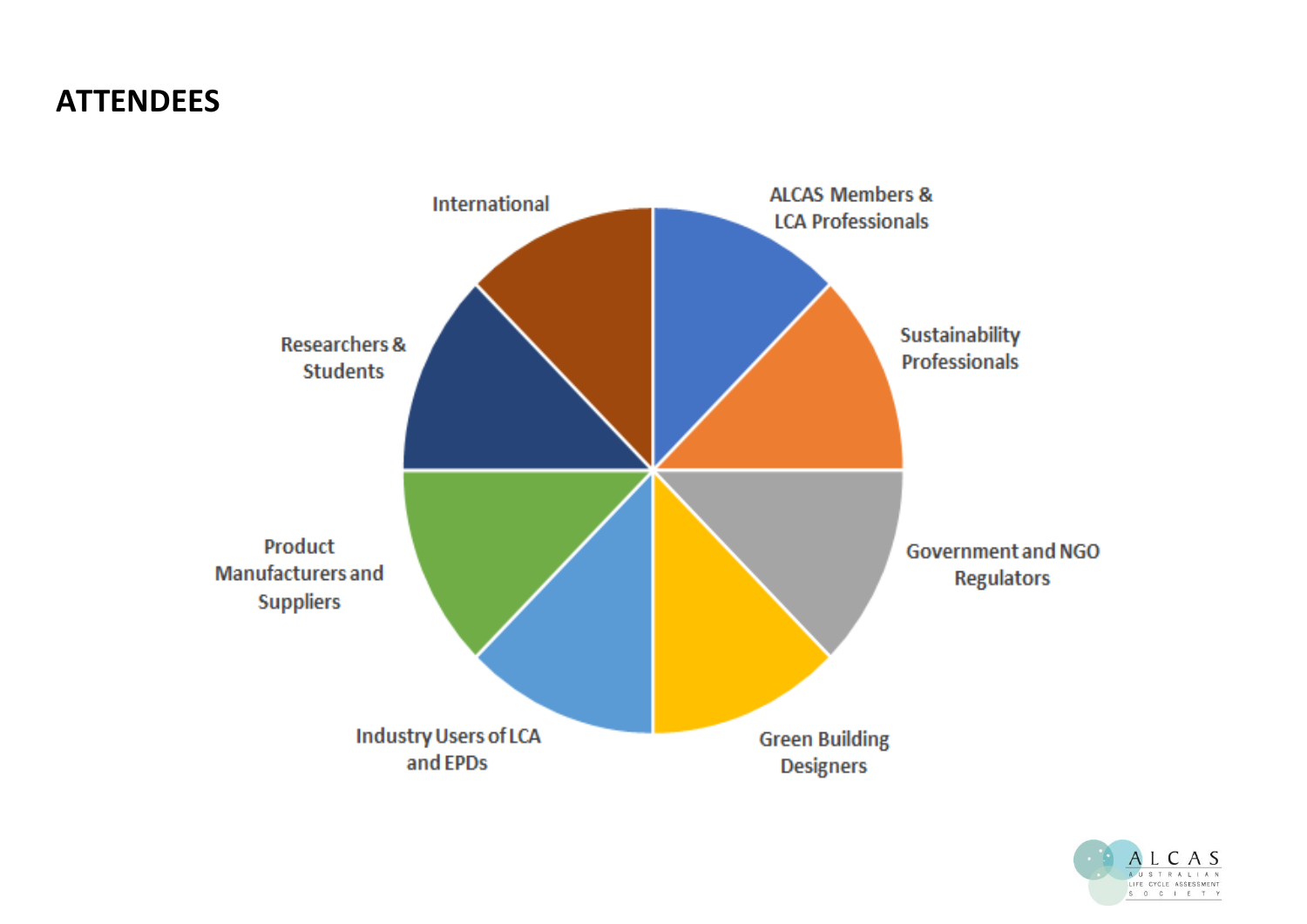## ATTENDEES

- ALCAS Members & LCA Professionals
- Sustainability Professionals
- Government and NGO Regulators
- Green Building Designers
- Industry Users of LCA and EPDs
- Product Manufacturers and Suppliers
- Researchers & Students
- International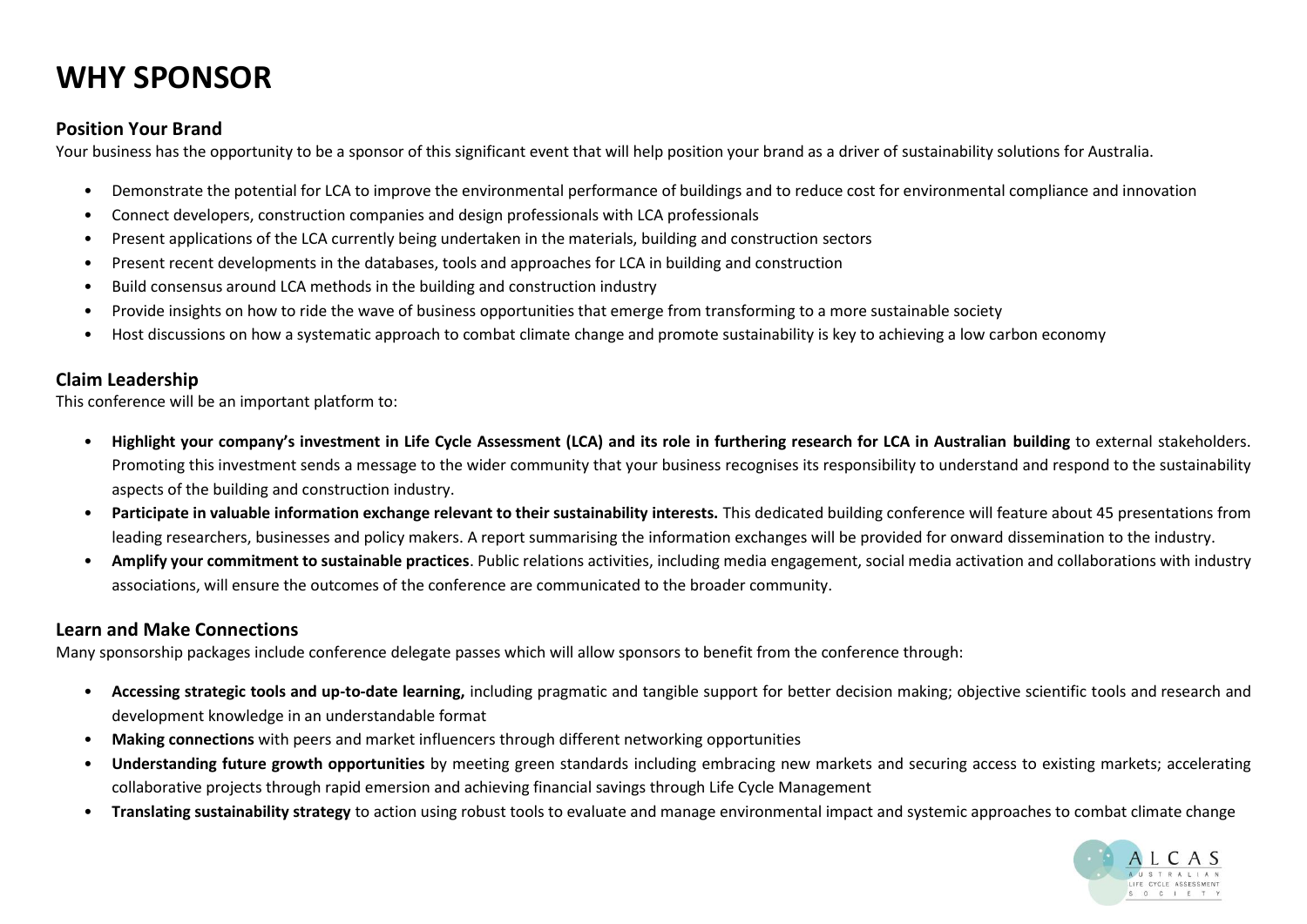# WHY SPONSOR

## Position Your Brand

Your business has the opportunity to be a sponsor of this significant event that will help position your brand as a driver of sustainability solutions for Australia.

- Demonstrate the potential for LCA to improve the environmental performance of buildings and to reduce cost for environmental compliance and innovation
- Connect developers, construction companies and design professionals with LCA professionals
- Present applications of the LCA currently being undertaken in the materials, building and construction sectors
- Present recent developments in the databases, tools and approaches for LCA in building and construction
- Build consensus around LCA methods in the building and construction industry
- Provide insights on how to ride the wave of business opportunities that emerge from transforming to a more sustainable society
- Host discussions on how a systematic approach to combat climate change and promote sustainability is key to achieving a low carbon economy

## Claim Leadership

This conference will be an important platform to:

- **Highlight your company's investment in Life Cycle Assessment (LCA) and its role in furthering research for LCA in Australian building** to external stakeholders. Promoting this investment sends a message to the wider community that your business recognises its responsibility to understand and respond to the sustainability aspects of the building and construction industry.
- **Participate in valuable information exchange relevant to their sustainability interests.** This dedicated building conference will feature about 45 presentations from leading researchers, businesses and policy makers. A report summarising the information exchanges will be provided for onward dissemination to the industry.
- **Amplify your commitment to sustainable practices**. Public relations activities, including media engagement, social media activation and collaborations with industry associations, will ensure the outcomes of the conference are communicated to the broader community.

## Learn and Make Connections

Many sponsorship packages include conference delegate passes which will allow sponsors to benefit from the conference through:

- **Accessing strategic tools and up-to-date learning,** including pragmatic and tangible support for better decision making; objective scientific tools and research and development knowledge in an understandable format
- **Making connections** with peers and market influencers through different networking opportunities
- **Understanding future growth opportunities** by meeting green standards including embracing new markets and securing access to existing markets; accelerating collaborative projects through rapid emersion and achieving financial savings through Life Cycle Management
- **Translating sustainability strategy** to action using robust tools to evaluate and manage environmental impact and systemic approaches to combat climate change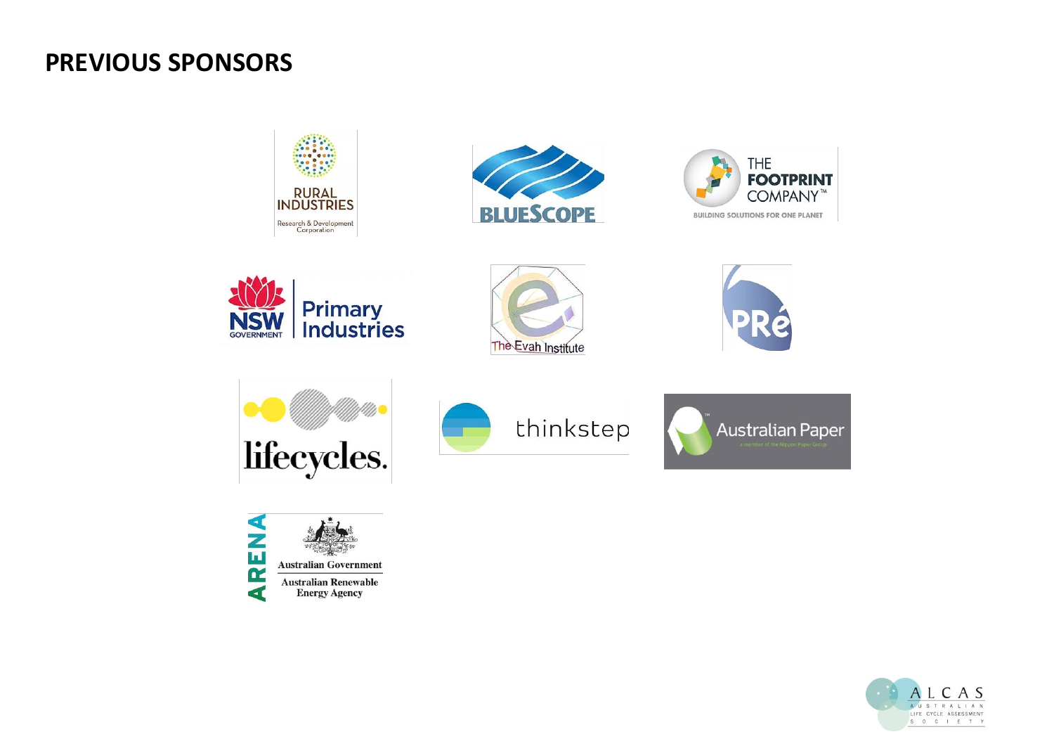# PREVIOUS SPONSORS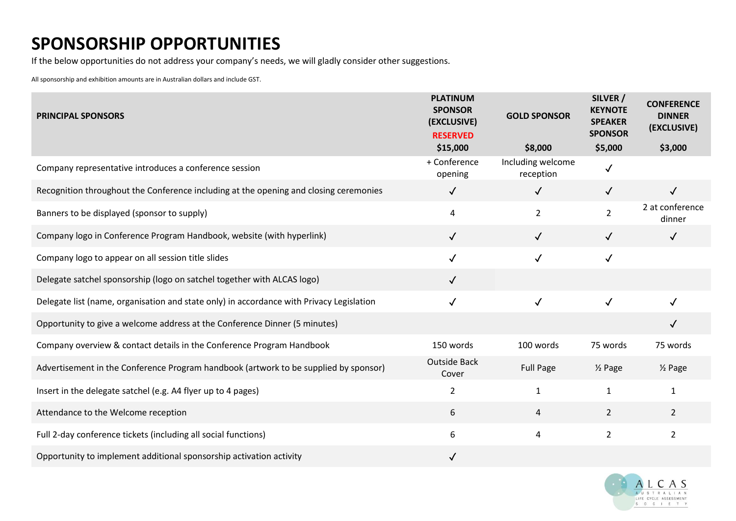# SPONSORSHIP OPPORTUNITIES

If the below opportunities do not address your company's needs, we will gladly consider other suggestions.

All sponsorship and exhibition amounts are in Australian dollars and include GST.

| PRINCIPAL SPONSORS | PLATINUM SPONSOR (EXCLUSIVE) RESERVED $15,000 | GOLD SPONSOR $8,000 | SILVER / KEYNOTE SPEAKER SPONSOR $5,000 | CONFERENCE DINNER (EXCLUSIVE) $3,000 |
|---|---|---|---|---|
| Company representative introduces a conference session | + Conference opening | Including welcome reception | ✓ | |
| Recognition throughout the Conference including at the opening and closing ceremonies | ✓ | ✓ | ✓ | ✓ |
| Banners to be displayed (sponsor to supply) | 4 | 2 | 2 | 2 at conference dinner |
| Company logo in Conference Program Handbook, website (with hyperlink) | ✓ | ✓ | ✓ | ✓ |
| Company logo to appear on all session title slides | ✓ | ✓ | ✓ | |
| Delegate satchel sponsorship (logo on satchel together with ALCAS logo) | ✓ | | | |
| Delegate list (name, organisation and state only) in accordance with Privacy Legislation | ✓ | ✓ | ✓ | ✓ |
| Opportunity to give a welcome address at the Conference Dinner (5 minutes) | | | | ✓ |
| Company overview & contact details in the Conference Program Handbook | 150 words | 100 words | 75 words | 75 words |
| Advertisement in the Conference Program handbook (artwork to be supplied by sponsor) | Outside Back Cover | Full Page | ½ Page | ½ Page |
| Insert in the delegate satchel (e.g. A4 flyer up to 4 pages) | 2 | 1 | 1 | 1 |
| Attendance to the Welcome reception | 6 | 4 | 2 | 2 |
| Full 2-day conference tickets (including all social functions) | 6 | 4 | 2 | 2 |
| Opportunity to implement additional sponsorship activation activity | ✓ | | | |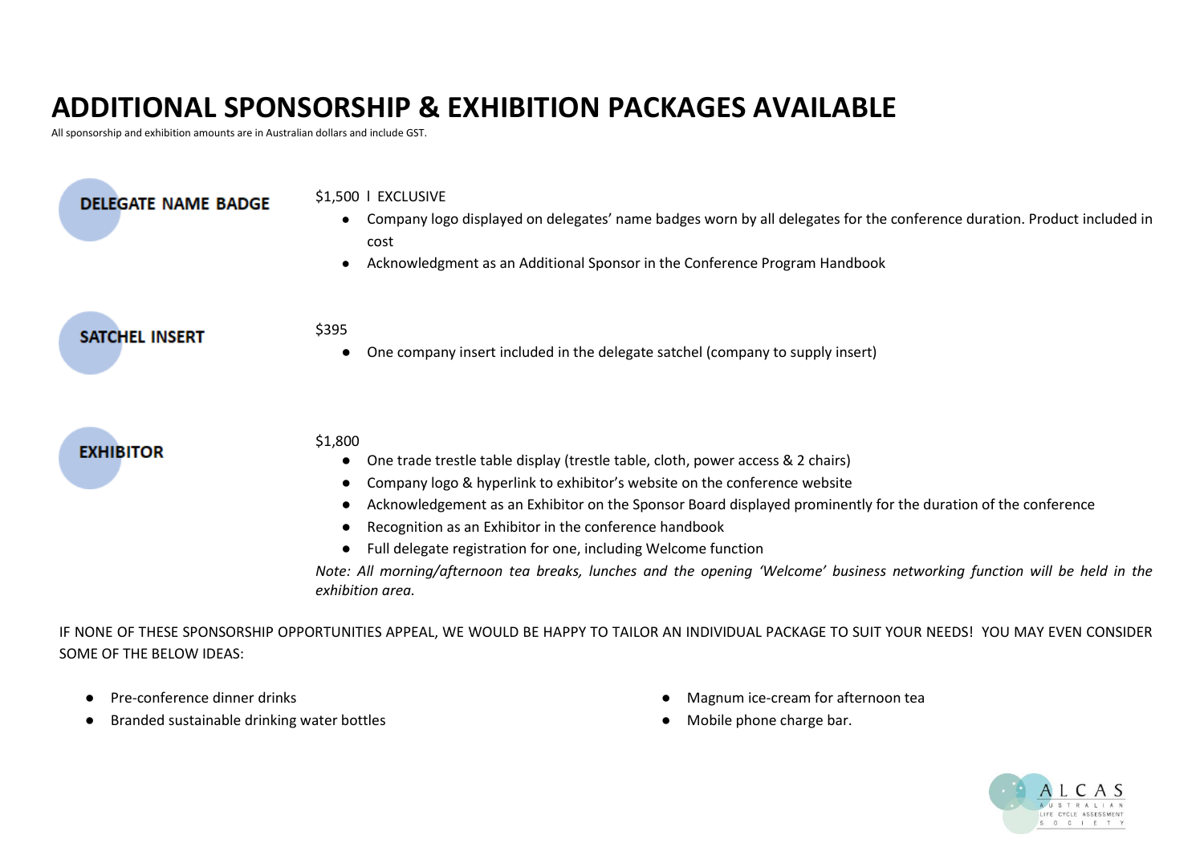# ADDITIONAL SPONSORSHIP & EXHIBITION PACKAGES AVAILABLE

All sponsorship and exhibition amounts are in Australian dollars and include GST.

### DELEGATE NAME BADGE

$1,500 l EXCLUSIVE

- Company logo displayed on delegates' name badges worn by all delegates for the conference duration. Product included in cost
- Acknowledgment as an Additional Sponsor in the Conference Program Handbook

### SATCHEL INSERT

$395

- One company insert included in the delegate satchel (company to supply insert)

### EXHIBITOR

$1,800

- One trade trestle table display (trestle table, cloth, power access & 2 chairs)
- Company logo & hyperlink to exhibitor's website on the conference website
- Acknowledgement as an Exhibitor on the Sponsor Board displayed prominently for the duration of the conference
- Recognition as an Exhibitor in the conference handbook
- Full delegate registration for one, including Welcome function

*Note: All morning/afternoon tea breaks, lunches and the opening 'Welcome' business networking function will be held in the exhibition area.*

IF NONE OF THESE SPONSORSHIP OPPORTUNITIES APPEAL, WE WOULD BE HAPPY TO TAILOR AN INDIVIDUAL PACKAGE TO SUIT YOUR NEEDS! YOU MAY EVEN CONSIDER SOME OF THE BELOW IDEAS:

- Pre-conference dinner drinks
- Branded sustainable drinking water bottles
- Magnum ice-cream for afternoon tea
- Mobile phone charge bar.

ALCAS AUSTRALIAN LIFE CYCLE ASSESSMENT SOCIETY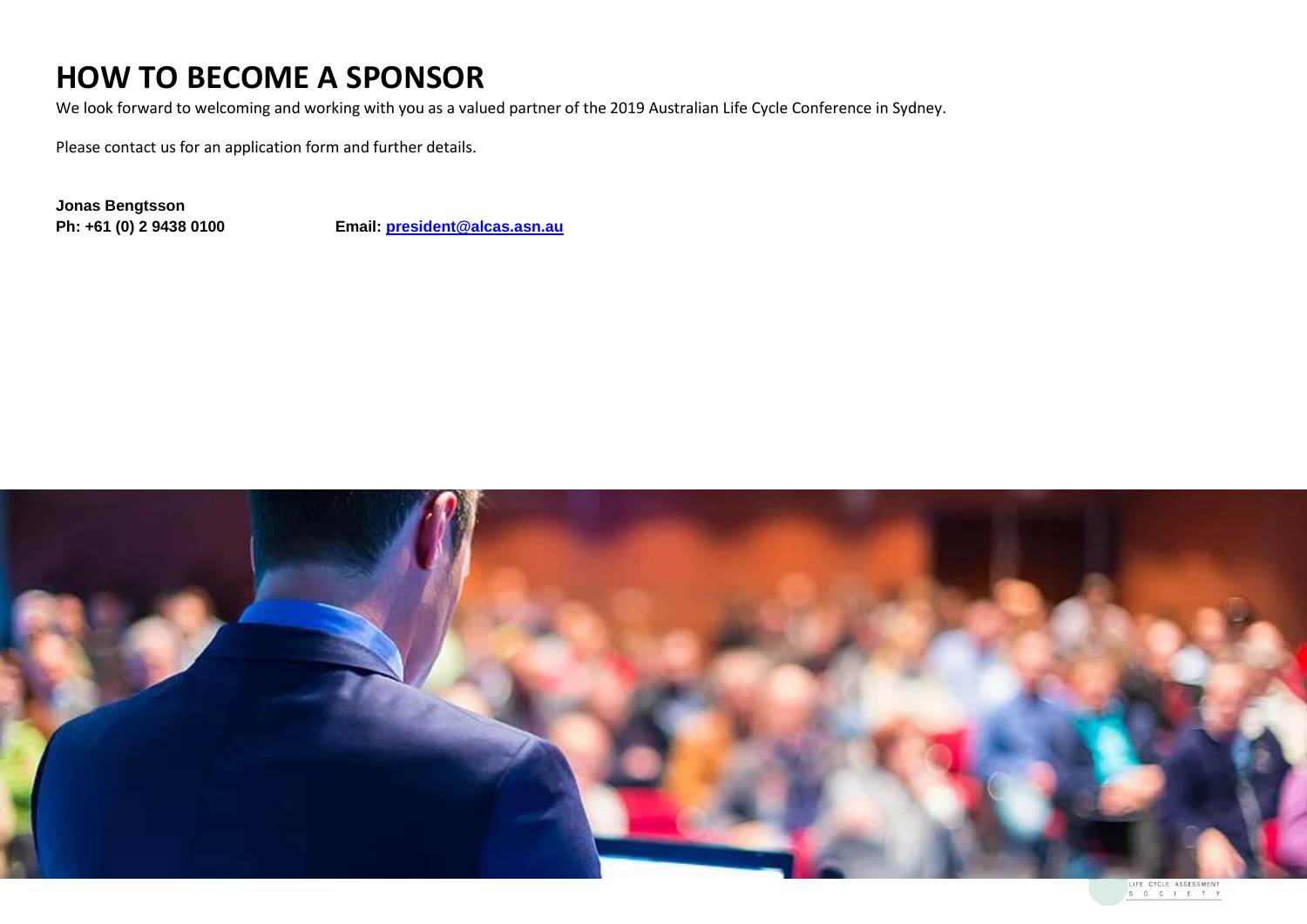# HOW TO BECOME A SPONSOR

We look forward to welcoming and working with you as a valued partner of the 2019 Australian Life Cycle Conference in Sydney.

Please contact us for an application form and further details.

**Jonas Bengtsson**
**Ph: +61 (0) 2 9438 0100** **Email: president@alcas.asn.au**